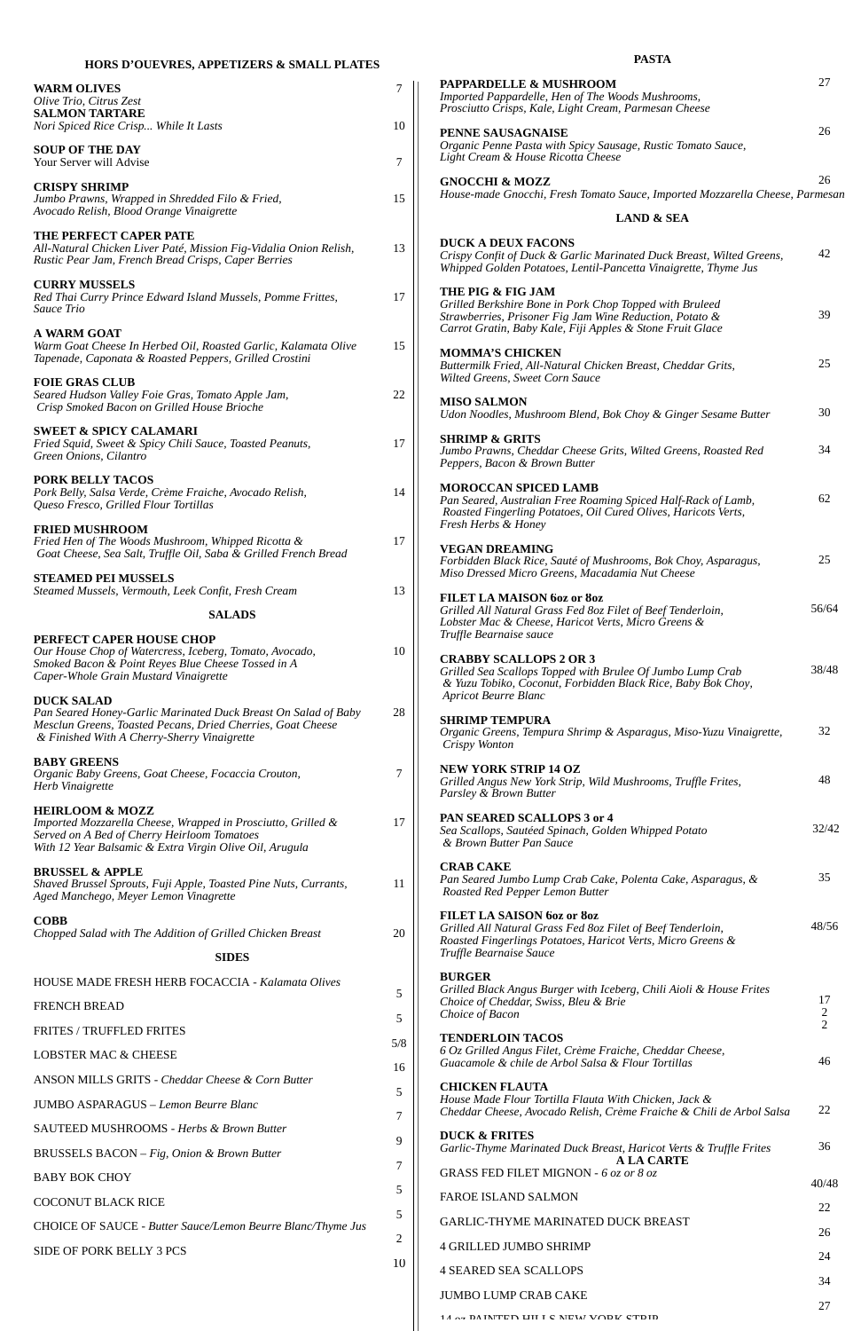## HORS D'OUEVRES, APPETIZERS & SMALL PLATES

**WARM OLIVES** 7
*Olive Trio, Citrus Zest*

**SALMON TARTARE** 10
*Nori Spiced Rice Crisp... While It Lasts*

**SOUP OF THE DAY** 7
Your Server will Advise

**CRISPY SHRIMP** 15
*Jumbo Prawns, Wrapped in Shredded Filo & Fried, Avocado Relish, Blood Orange Vinaigrette*

**THE PERFECT CAPER PATE** 13
*All-Natural Chicken Liver Paté, Mission Fig-Vidalia Onion Relish, Rustic Pear Jam, French Bread Crisps, Caper Berries*

**CURRY MUSSELS** 17
*Red Thai Curry Prince Edward Island Mussels, Pomme Frittes, Sauce Trio*

**A WARM GOAT** 15
*Warm Goat Cheese In Herbed Oil, Roasted Garlic, Kalamata Olive Tapenade, Caponata & Roasted Peppers, Grilled Crostini*

**FOIE GRAS CLUB** 22
*Seared Hudson Valley Foie Gras, Tomato Apple Jam, Crisp Smoked Bacon on Grilled House Brioche*

**SWEET & SPICY CALAMARI** 17
*Fried Squid, Sweet & Spicy Chili Sauce, Toasted Peanuts, Green Onions, Cilantro*

**PORK BELLY TACOS** 14
*Pork Belly, Salsa Verde, Crème Fraiche, Avocado Relish, Queso Fresco, Grilled Flour Tortillas*

**FRIED MUSHROOM** 17
*Fried Hen of The Woods Mushroom, Whipped Ricotta & Goat Cheese, Sea Salt, Truffle Oil, Saba & Grilled French Bread*

**STEAMED PEI MUSSELS** 13
*Steamed Mussels, Vermouth, Leek Confit, Fresh Cream*

## SALADS

**PERFECT CAPER HOUSE CHOP** 10
*Our House Chop of Watercress, Iceberg, Tomato, Avocado, Smoked Bacon & Point Reyes Blue Cheese Tossed in A Caper-Whole Grain Mustard Vinaigrette*

**DUCK SALAD** 28
*Pan Seared Honey-Garlic Marinated Duck Breast On Salad of Baby Mesclun Greens, Toasted Pecans, Dried Cherries, Goat Cheese & Finished With A Cherry-Sherry Vinaigrette*

**BABY GREENS** 7
*Organic Baby Greens, Goat Cheese, Focaccia Crouton, Herb Vinaigrette*

**HEIRLOOM & MOZZ** 17
*Imported Mozzarella Cheese, Wrapped in Prosciutto, Grilled & Served on A Bed of Cherry Heirloom Tomatoes With 12 Year Balsamic & Extra Virgin Olive Oil, Arugula*

**BRUSSEL & APPLE** 11
*Shaved Brussel Sprouts, Fuji Apple, Toasted Pine Nuts, Currants, Aged Manchego, Meyer Lemon Vinagrette*

**COBB** 20
*Chopped Salad with The Addition of Grilled Chicken Breast*

## SIDES

| Item | Price |
|---|---|
| HOUSE MADE FRESH HERB FOCACCIA - *Kalamata Olives* | 5 |
| FRENCH BREAD | 5 |
| FRITES / TRUFFLED FRITES | 5/8 |
| LOBSTER MAC & CHEESE | 16 |
| ANSON MILLS GRITS - *Cheddar Cheese & Corn Butter* | 5 |
| JUMBO ASPARAGUS – *Lemon Beurre Blanc* | 7 |
| SAUTEED MUSHROOMS - *Herbs & Brown Butter* | 9 |
| BRUSSELS BACON – *Fig, Onion & Brown Butter* | 7 |
| BABY BOK CHOY | 5 |
| COCONUT BLACK RICE | 5 |
| CHOICE OF SAUCE - *Butter Sauce/Lemon Beurre Blanc/Thyme Jus* | 2 |
| SIDE OF PORK BELLY 3 PCS | 10 |

## PASTA

**PAPPARDELLE & MUSHROOM** 27
*Imported Pappardelle, Hen of The Woods Mushrooms, Prosciutto Crisps, Kale, Light Cream, Parmesan Cheese*

**PENNE SAUSAGNAISE** 26
*Organic Penne Pasta with Spicy Sausage, Rustic Tomato Sauce, Light Cream & House Ricotta Cheese*

**GNOCCHI & MOZZ** 26
*House-made Gnocchi, Fresh Tomato Sauce, Imported Mozzarella Cheese, Parmesan*

## LAND & SEA

**DUCK A DEUX FACONS** 42
*Crispy Confit of Duck & Garlic Marinated Duck Breast, Wilted Greens, Whipped Golden Potatoes, Lentil-Pancetta Vinaigrette, Thyme Jus*

**THE PIG & FIG JAM** 39
*Grilled Berkshire Bone in Pork Chop Topped with Bruleed Strawberries, Prisoner Fig Jam Wine Reduction, Potato & Carrot Gratin, Baby Kale, Fiji Apples & Stone Fruit Glace*

**MOMMA'S CHICKEN** 25
*Buttermilk Fried, All-Natural Chicken Breast, Cheddar Grits, Wilted Greens, Sweet Corn Sauce*

**MISO SALMON** 30
*Udon Noodles, Mushroom Blend, Bok Choy & Ginger Sesame Butter*

**SHRIMP & GRITS** 34
*Jumbo Prawns, Cheddar Cheese Grits, Wilted Greens, Roasted Red Peppers, Bacon & Brown Butter*

**MOROCCAN SPICED LAMB** 62
*Pan Seared, Australian Free Roaming Spiced Half-Rack of Lamb, Roasted Fingerling Potatoes, Oil Cured Olives, Haricots Verts, Fresh Herbs & Honey*

**VEGAN DREAMING** 25
*Forbidden Black Rice, Sauté of Mushrooms, Bok Choy, Asparagus, Miso Dressed Micro Greens, Macadamia Nut Cheese*

**FILET LA MAISON 6oz or 8oz** 56/64
*Grilled All Natural Grass Fed 8oz Filet of Beef Tenderloin, Lobster Mac & Cheese, Haricot Verts, Micro Greens & Truffle Bearnaise sauce*

**CRABBY SCALLOPS 2 OR 3** 38/48
*Grilled Sea Scallops Topped with Brulee Of Jumbo Lump Crab & Yuzu Tobiko, Coconut, Forbidden Black Rice, Baby Bok Choy, Apricot Beurre Blanc*

**SHRIMP TEMPURA** 32
*Organic Greens, Tempura Shrimp & Asparagus, Miso-Yuzu Vinaigrette, Crispy Wonton*

**NEW YORK STRIP 14 OZ** 48
*Grilled Angus New York Strip, Wild Mushrooms, Truffle Frites, Parsley & Brown Butter*

**PAN SEARED SCALLOPS 3 or 4** 32/42
*Sea Scallops, Sautéed Spinach, Golden Whipped Potato & Brown Butter Pan Sauce*

**CRAB CAKE** 35
*Pan Seared Jumbo Lump Crab Cake, Polenta Cake, Asparagus, & Roasted Red Pepper Lemon Butter*

**FILET LA SAISON 6oz or 8oz** 48/56
*Grilled All Natural Grass Fed 8oz Filet of Beef Tenderloin, Roasted Fingerlings Potatoes, Haricot Verts, Micro Greens & Truffle Bearnaise Sauce*

**BURGER** 17
*Grilled Black Angus Burger with Iceberg, Chili Aioli & House Frites*
*Choice of Cheddar, Swiss, Bleu & Brie* 2
*Choice of Bacon* 2

**TENDERLOIN TACOS** 46
*6 Oz Grilled Angus Filet, Crème Fraiche, Cheddar Cheese, Guacamole & chile de Arbol Salsa & Flour Tortillas*

**CHICKEN FLAUTA** 22
*House Made Flour Tortilla Flauta With Chicken, Jack & Cheddar Cheese, Avocado Relish, Crème Fraiche & Chili de Arbol Salsa*

**DUCK & FRITES** 36
*Garlic-Thyme Marinated Duck Breast, Haricot Verts & Truffle Frites*

## A LA CARTE

| Item | Price |
|---|---|
| GRASS FED FILET MIGNON - *6 oz or 8 oz* | 40/48 |
| FAROE ISLAND SALMON | 22 |
| GARLIC-THYME MARINATED DUCK BREAST | 26 |
| 4 GRILLED JUMBO SHRIMP | 24 |
| 4 SEARED SEA SCALLOPS | 34 |
| JUMBO LUMP CRAB CAKE | 27 |
| 14 oz PAINTED HILLS NEW YORK STRIP | |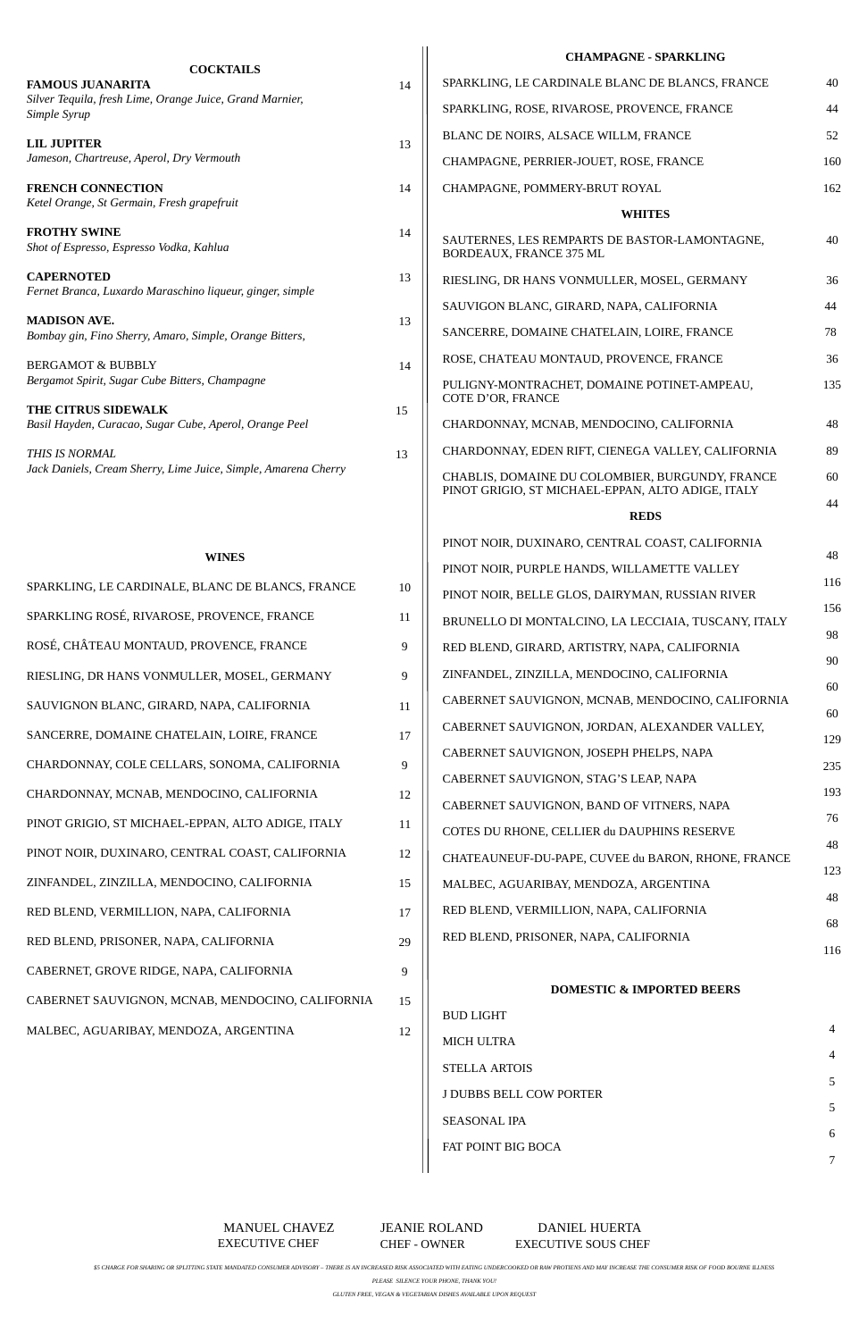## COCKTAILS

| | |
|---|---|
| **FAMOUS JUANARITA**<br>*Silver Tequila, fresh Lime, Orange Juice, Grand Marnier, Simple Syrup* | 14 |
| **LIL JUPITER**<br>*Jameson, Chartreuse, Aperol, Dry Vermouth* | 13 |
| **FRENCH CONNECTION**<br>*Ketel Orange, St Germain, Fresh grapefruit* | 14 |
| **FROTHY SWINE**<br>*Shot of Espresso, Espresso Vodka, Kahlua* | 14 |
| **CAPERNOTED**<br>*Fernet Branca, Luxardo Maraschino liqueur, ginger, simple* | 13 |
| **MADISON AVE.**<br>*Bombay gin, Fino Sherry, Amaro, Simple, Orange Bitters,* | 13 |
| BERGAMOT & BUBBLY<br>*Bergamot Spirit, Sugar Cube Bitters, Champagne* | 14 |
| **THE CITRUS SIDEWALK**<br>*Basil Hayden, Curacao, Sugar Cube, Aperol, Orange Peel* | 15 |
| *THIS IS NORMAL*<br>*Jack Daniels, Cream Sherry, Lime Juice, Simple, Amarena Cherry* | 13 |

## WINES

| | |
|---|---|
| SPARKLING, LE CARDINALE, BLANC DE BLANCS, FRANCE | 10 |
| SPARKLING ROSÉ, RIVAROSE, PROVENCE, FRANCE | 11 |
| ROSÉ, CHÂTEAU MONTAUD, PROVENCE, FRANCE | 9 |
| RIESLING, DR HANS VONMULLER, MOSEL, GERMANY | 9 |
| SAUVIGNON BLANC, GIRARD, NAPA, CALIFORNIA | 11 |
| SANCERRE, DOMAINE CHATELAIN, LOIRE, FRANCE | 17 |
| CHARDONNAY, COLE CELLARS, SONOMA, CALIFORNIA | 9 |
| CHARDONNAY, MCNAB, MENDOCINO, CALIFORNIA | 12 |
| PINOT GRIGIO, ST MICHAEL-EPPAN, ALTO ADIGE, ITALY | 11 |
| PINOT NOIR, DUXINARO, CENTRAL COAST, CALIFORNIA | 12 |
| ZINFANDEL, ZINZILLA, MENDOCINO, CALIFORNIA | 15 |
| RED BLEND, VERMILLION, NAPA, CALIFORNIA | 17 |
| RED BLEND, PRISONER, NAPA, CALIFORNIA | 29 |
| CABERNET, GROVE RIDGE, NAPA, CALIFORNIA | 9 |
| CABERNET SAUVIGNON, MCNAB, MENDOCINO, CALIFORNIA | 15 |
| MALBEC, AGUARIBAY, MENDOZA, ARGENTINA | 12 |

## CHAMPAGNE - SPARKLING

| | |
|---|---|
| SPARKLING, LE CARDINALE BLANC DE BLANCS, FRANCE | 40 |
| SPARKLING, ROSE, RIVAROSE, PROVENCE, FRANCE | 44 |
| BLANC DE NOIRS, ALSACE WILLM, FRANCE | 52 |
| CHAMPAGNE, PERRIER-JOUET, ROSE, FRANCE | 160 |
| CHAMPAGNE, POMMERY-BRUT ROYAL | 162 |

## WHITES

| | |
|---|---|
| SAUTERNES, LES REMPARTS DE BASTOR-LAMONTAGNE, BORDEAUX, FRANCE 375 ML | 40 |
| RIESLING, DR HANS VONMULLER, MOSEL, GERMANY | 36 |
| SAUVIGON BLANC, GIRARD, NAPA, CALIFORNIA | 44 |
| SANCERRE, DOMAINE CHATELAIN, LOIRE, FRANCE | 78 |
| ROSE, CHATEAU MONTAUD, PROVENCE, FRANCE | 36 |
| PULIGNY-MONTRACHET, DOMAINE POTINET-AMPEAU, COTE D'OR, FRANCE | 135 |
| CHARDONNAY, MCNAB, MENDOCINO, CALIFORNIA | 48 |
| CHARDONNAY, EDEN RIFT, CIENEGA VALLEY, CALIFORNIA | 89 |
| CHABLIS, DOMAINE DU COLOMBIER, BURGUNDY, FRANCE | 60 |
| PINOT GRIGIO, ST MICHAEL-EPPAN, ALTO ADIGE, ITALY | 44 |

## REDS

| | |
|---|---|
| PINOT NOIR, DUXINARO, CENTRAL COAST, CALIFORNIA | 48 |
| PINOT NOIR, PURPLE HANDS, WILLAMETTE VALLEY | 116 |
| PINOT NOIR, BELLE GLOS, DAIRYMAN, RUSSIAN RIVER | 156 |
| BRUNELLO DI MONTALCINO, LA LECCIAIA, TUSCANY, ITALY | 98 |
| RED BLEND, GIRARD, ARTISTRY, NAPA, CALIFORNIA | 90 |
| ZINFANDEL, ZINZILLA, MENDOCINO, CALIFORNIA | 60 |
| CABERNET SAUVIGNON, MCNAB, MENDOCINO, CALIFORNIA | 60 |
| CABERNET SAUVIGNON, JORDAN, ALEXANDER VALLEY, | 129 |
| CABERNET SAUVIGNON, JOSEPH PHELPS, NAPA | 235 |
| CABERNET SAUVIGNON, STAG'S LEAP, NAPA | 193 |
| CABERNET SAUVIGNON, BAND OF VITNERS, NAPA | 76 |
| COTES DU RHONE, CELLIER du DAUPHINS RESERVE | 48 |
| CHATEAUNEUF-DU-PAPE, CUVEE du BARON, RHONE, FRANCE | 123 |
| MALBEC, AGUARIBAY, MENDOZA, ARGENTINA | 48 |
| RED BLEND, VERMILLION, NAPA, CALIFORNIA | 68 |
| RED BLEND, PRISONER, NAPA, CALIFORNIA | 116 |

## DOMESTIC & IMPORTED BEERS

| | |
|---|---|
| BUD LIGHT | 4 |
| MICH ULTRA | 4 |
| STELLA ARTOIS | 5 |
| J DUBBS BELL COW PORTER | 5 |
| SEASONAL IPA | 6 |
| FAT POINT BIG BOCA | 7 |

MANUEL CHAVEZ
EXECUTIVE CHEF

JEANIE ROLAND
CHEF - OWNER

DANIEL HUERTA
EXECUTIVE SOUS CHEF

*$5 CHARGE FOR SHARING OR SPLITTING STATE MANDATED CONSUMER ADVISORY – THERE IS AN INCREASED RISK ASSOCIATED WITH EATING UNDERCOOKED OR RAW PROTIENS AND MAY INCREASE THE CONSUMER RISK OF FOOD BOURNE ILLNESS*

*PLEASE SILENCE YOUR PHONE, THANK YOU!*

*GLUTEN FREE, VEGAN & VEGETARIAN DISHES AVAILABLE UPON REQUEST*